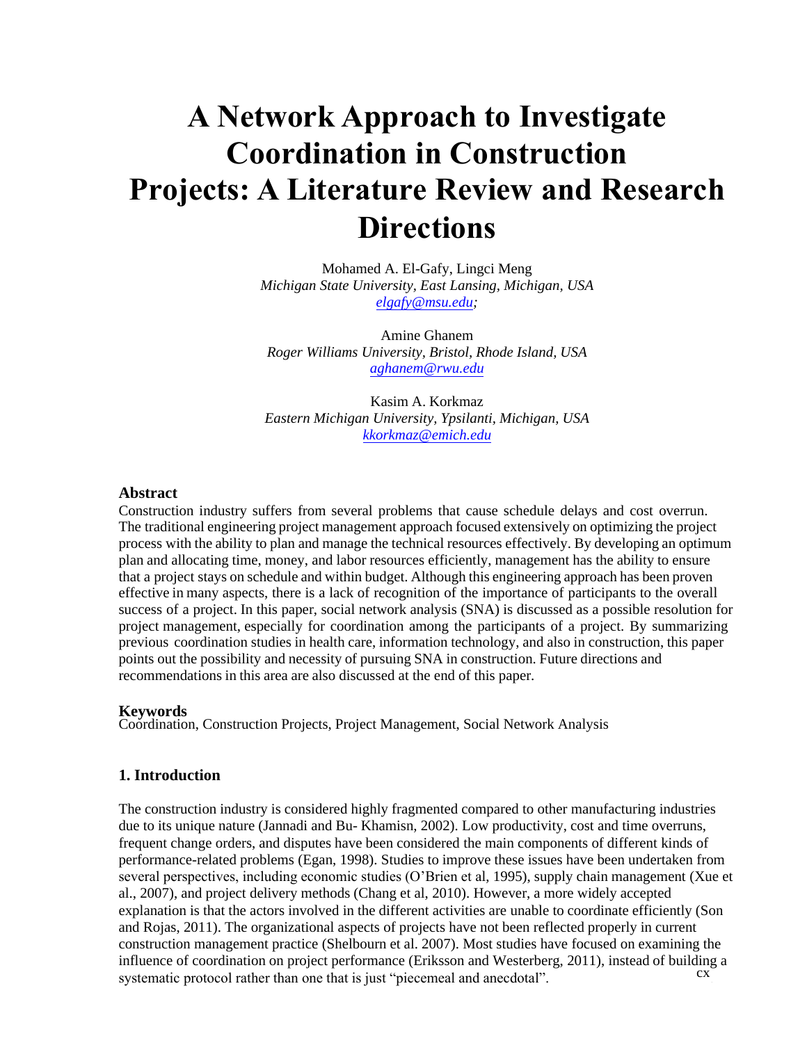# A Network Approach to Investigate Coordination in Construction Projects: A Literature Review and Research Directions

Mohamed A. El-Gafy, Lingci Meng
*Michigan State University, East Lansing, Michigan, USA*
*elgafy@msu.edu;*

Amine Ghanem
*Roger Williams University, Bristol, Rhode Island, USA*
*aghanem@rwu.edu*

Kasim A. Korkmaz
*Eastern Michigan University, Ypsilanti, Michigan, USA*
*kkorkmaz@emich.edu*

### Abstract

Construction industry suffers from several problems that cause schedule delays and cost overrun. The traditional engineering project management approach focused extensively on optimizing the project process with the ability to plan and manage the technical resources effectively. By developing an optimum plan and allocating time, money, and labor resources efficiently, management has the ability to ensure that a project stays on schedule and within budget. Although this engineering approach has been proven effective in many aspects, there is a lack of recognition of the importance of participants to the overall success of a project. In this paper, social network analysis (SNA) is discussed as a possible resolution for project management, especially for coordination among the participants of a project. By summarizing previous coordination studies in health care, information technology, and also in construction, this paper points out the possibility and necessity of pursuing SNA in construction. Future directions and recommendations in this area are also discussed at the end of this paper.

### Keywords

Coordination, Construction Projects, Project Management, Social Network Analysis

### 1. Introduction

The construction industry is considered highly fragmented compared to other manufacturing industries due to its unique nature (Jannadi and Bu- Khamisn, 2002). Low productivity, cost and time overruns, frequent change orders, and disputes have been considered the main components of different kinds of performance-related problems (Egan, 1998). Studies to improve these issues have been undertaken from several perspectives, including economic studies (O'Brien et al, 1995), supply chain management (Xue et al., 2007), and project delivery methods (Chang et al, 2010). However, a more widely accepted explanation is that the actors involved in the different activities are unable to coordinate efficiently (Son and Rojas, 2011). The organizational aspects of projects have not been reflected properly in current construction management practice (Shelbourn et al. 2007). Most studies have focused on examining the influence of coordination on project performance (Eriksson and Westerberg, 2011), instead of building a systematic protocol rather than one that is just "piecemeal and anecdotal".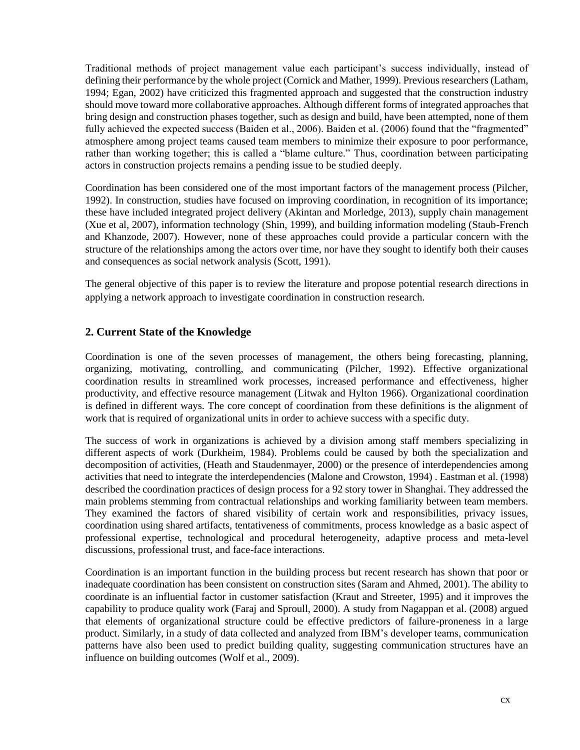Traditional methods of project management value each participant's success individually, instead of defining their performance by the whole project (Cornick and Mather, 1999). Previous researchers (Latham, 1994; Egan, 2002) have criticized this fragmented approach and suggested that the construction industry should move toward more collaborative approaches. Although different forms of integrated approaches that bring design and construction phases together, such as design and build, have been attempted, none of them fully achieved the expected success (Baiden et al., 2006). Baiden et al. (2006) found that the "fragmented" atmosphere among project teams caused team members to minimize their exposure to poor performance, rather than working together; this is called a "blame culture." Thus, coordination between participating actors in construction projects remains a pending issue to be studied deeply.

Coordination has been considered one of the most important factors of the management process (Pilcher, 1992). In construction, studies have focused on improving coordination, in recognition of its importance; these have included integrated project delivery (Akintan and Morledge, 2013), supply chain management (Xue et al, 2007), information technology (Shin, 1999), and building information modeling (Staub-French and Khanzode, 2007). However, none of these approaches could provide a particular concern with the structure of the relationships among the actors over time, nor have they sought to identify both their causes and consequences as social network analysis (Scott, 1991).

The general objective of this paper is to review the literature and propose potential research directions in applying a network approach to investigate coordination in construction research.

## 2. Current State of the Knowledge

Coordination is one of the seven processes of management, the others being forecasting, planning, organizing, motivating, controlling, and communicating (Pilcher, 1992). Effective organizational coordination results in streamlined work processes, increased performance and effectiveness, higher productivity, and effective resource management (Litwak and Hylton 1966). Organizational coordination is defined in different ways. The core concept of coordination from these definitions is the alignment of work that is required of organizational units in order to achieve success with a specific duty.

The success of work in organizations is achieved by a division among staff members specializing in different aspects of work (Durkheim, 1984). Problems could be caused by both the specialization and decomposition of activities, (Heath and Staudenmayer, 2000) or the presence of interdependencies among activities that need to integrate the interdependencies (Malone and Crowston, 1994) . Eastman et al. (1998) described the coordination practices of design process for a 92 story tower in Shanghai. They addressed the main problems stemming from contractual relationships and working familiarity between team members. They examined the factors of shared visibility of certain work and responsibilities, privacy issues, coordination using shared artifacts, tentativeness of commitments, process knowledge as a basic aspect of professional expertise, technological and procedural heterogeneity, adaptive process and meta-level discussions, professional trust, and face-face interactions.

Coordination is an important function in the building process but recent research has shown that poor or inadequate coordination has been consistent on construction sites (Saram and Ahmed, 2001). The ability to coordinate is an influential factor in customer satisfaction (Kraut and Streeter, 1995) and it improves the capability to produce quality work (Faraj and Sproull, 2000). A study from Nagappan et al. (2008) argued that elements of organizational structure could be effective predictors of failure-proneness in a large product. Similarly, in a study of data collected and analyzed from IBM's developer teams, communication patterns have also been used to predict building quality, suggesting communication structures have an influence on building outcomes (Wolf et al., 2009).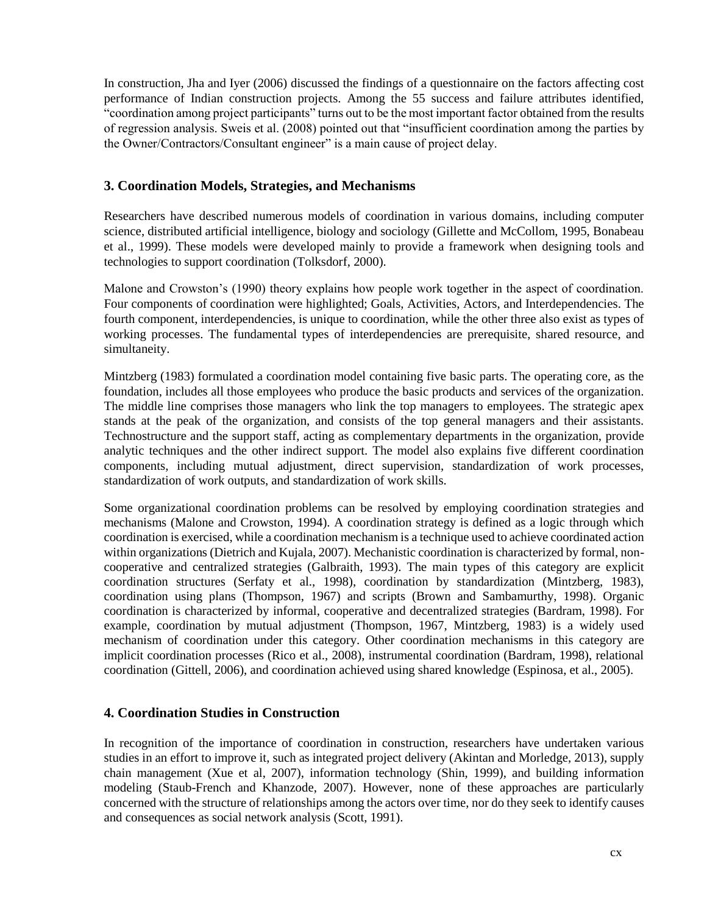In construction, Jha and Iyer (2006) discussed the findings of a questionnaire on the factors affecting cost performance of Indian construction projects. Among the 55 success and failure attributes identified, "coordination among project participants" turns out to be the most important factor obtained from the results of regression analysis. Sweis et al. (2008) pointed out that "insufficient coordination among the parties by the Owner/Contractors/Consultant engineer" is a main cause of project delay.

## 3. Coordination Models, Strategies, and Mechanisms

Researchers have described numerous models of coordination in various domains, including computer science, distributed artificial intelligence, biology and sociology (Gillette and McCollom, 1995, Bonabeau et al., 1999). These models were developed mainly to provide a framework when designing tools and technologies to support coordination (Tolksdorf, 2000).

Malone and Crowston's (1990) theory explains how people work together in the aspect of coordination. Four components of coordination were highlighted; Goals, Activities, Actors, and Interdependencies. The fourth component, interdependencies, is unique to coordination, while the other three also exist as types of working processes. The fundamental types of interdependencies are prerequisite, shared resource, and simultaneity.

Mintzberg (1983) formulated a coordination model containing five basic parts. The operating core, as the foundation, includes all those employees who produce the basic products and services of the organization. The middle line comprises those managers who link the top managers to employees. The strategic apex stands at the peak of the organization, and consists of the top general managers and their assistants. Technostructure and the support staff, acting as complementary departments in the organization, provide analytic techniques and the other indirect support. The model also explains five different coordination components, including mutual adjustment, direct supervision, standardization of work processes, standardization of work outputs, and standardization of work skills.

Some organizational coordination problems can be resolved by employing coordination strategies and mechanisms (Malone and Crowston, 1994). A coordination strategy is defined as a logic through which coordination is exercised, while a coordination mechanism is a technique used to achieve coordinated action within organizations (Dietrich and Kujala, 2007). Mechanistic coordination is characterized by formal, non-cooperative and centralized strategies (Galbraith, 1993). The main types of this category are explicit coordination structures (Serfaty et al., 1998), coordination by standardization (Mintzberg, 1983), coordination using plans (Thompson, 1967) and scripts (Brown and Sambamurthy, 1998). Organic coordination is characterized by informal, cooperative and decentralized strategies (Bardram, 1998). For example, coordination by mutual adjustment (Thompson, 1967, Mintzberg, 1983) is a widely used mechanism of coordination under this category. Other coordination mechanisms in this category are implicit coordination processes (Rico et al., 2008), instrumental coordination (Bardram, 1998), relational coordination (Gittell, 2006), and coordination achieved using shared knowledge (Espinosa, et al., 2005).

## 4. Coordination Studies in Construction

In recognition of the importance of coordination in construction, researchers have undertaken various studies in an effort to improve it, such as integrated project delivery (Akintan and Morledge, 2013), supply chain management (Xue et al, 2007), information technology (Shin, 1999), and building information modeling (Staub-French and Khanzode, 2007). However, none of these approaches are particularly concerned with the structure of relationships among the actors over time, nor do they seek to identify causes and consequences as social network analysis (Scott, 1991).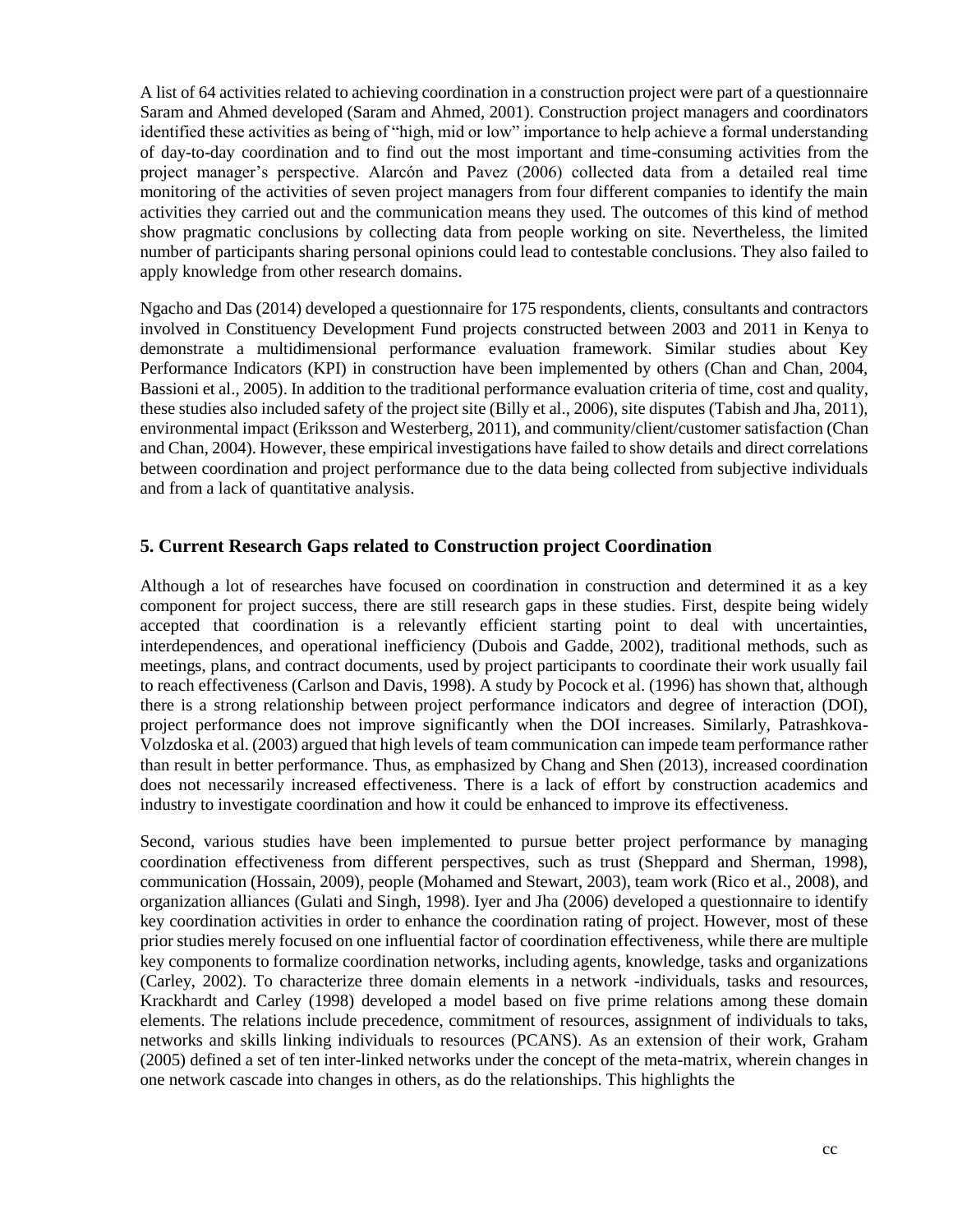A list of 64 activities related to achieving coordination in a construction project were part of a questionnaire Saram and Ahmed developed (Saram and Ahmed, 2001). Construction project managers and coordinators identified these activities as being of "high, mid or low" importance to help achieve a formal understanding of day-to-day coordination and to find out the most important and time-consuming activities from the project manager's perspective. Alarcón and Pavez (2006) collected data from a detailed real time monitoring of the activities of seven project managers from four different companies to identify the main activities they carried out and the communication means they used. The outcomes of this kind of method show pragmatic conclusions by collecting data from people working on site. Nevertheless, the limited number of participants sharing personal opinions could lead to contestable conclusions. They also failed to apply knowledge from other research domains.

Ngacho and Das (2014) developed a questionnaire for 175 respondents, clients, consultants and contractors involved in Constituency Development Fund projects constructed between 2003 and 2011 in Kenya to demonstrate a multidimensional performance evaluation framework. Similar studies about Key Performance Indicators (KPI) in construction have been implemented by others (Chan and Chan, 2004, Bassioni et al., 2005). In addition to the traditional performance evaluation criteria of time, cost and quality, these studies also included safety of the project site (Billy et al., 2006), site disputes (Tabish and Jha, 2011), environmental impact (Eriksson and Westerberg, 2011), and community/client/customer satisfaction (Chan and Chan, 2004). However, these empirical investigations have failed to show details and direct correlations between coordination and project performance due to the data being collected from subjective individuals and from a lack of quantitative analysis.

## 5. Current Research Gaps related to Construction project Coordination

Although a lot of researches have focused on coordination in construction and determined it as a key component for project success, there are still research gaps in these studies. First, despite being widely accepted that coordination is a relevantly efficient starting point to deal with uncertainties, interdependences, and operational inefficiency (Dubois and Gadde, 2002), traditional methods, such as meetings, plans, and contract documents, used by project participants to coordinate their work usually fail to reach effectiveness (Carlson and Davis, 1998). A study by Pocock et al. (1996) has shown that, although there is a strong relationship between project performance indicators and degree of interaction (DOI), project performance does not improve significantly when the DOI increases. Similarly, Patrashkova-Volzdoska et al. (2003) argued that high levels of team communication can impede team performance rather than result in better performance. Thus, as emphasized by Chang and Shen (2013), increased coordination does not necessarily increased effectiveness. There is a lack of effort by construction academics and industry to investigate coordination and how it could be enhanced to improve its effectiveness.

Second, various studies have been implemented to pursue better project performance by managing coordination effectiveness from different perspectives, such as trust (Sheppard and Sherman, 1998), communication (Hossain, 2009), people (Mohamed and Stewart, 2003), team work (Rico et al., 2008), and organization alliances (Gulati and Singh, 1998). Iyer and Jha (2006) developed a questionnaire to identify key coordination activities in order to enhance the coordination rating of project. However, most of these prior studies merely focused on one influential factor of coordination effectiveness, while there are multiple key components to formalize coordination networks, including agents, knowledge, tasks and organizations (Carley, 2002). To characterize three domain elements in a network -individuals, tasks and resources, Krackhardt and Carley (1998) developed a model based on five prime relations among these domain elements. The relations include precedence, commitment of resources, assignment of individuals to taks, networks and skills linking individuals to resources (PCANS). As an extension of their work, Graham (2005) defined a set of ten inter-linked networks under the concept of the meta-matrix, wherein changes in one network cascade into changes in others, as do the relationships. This highlights the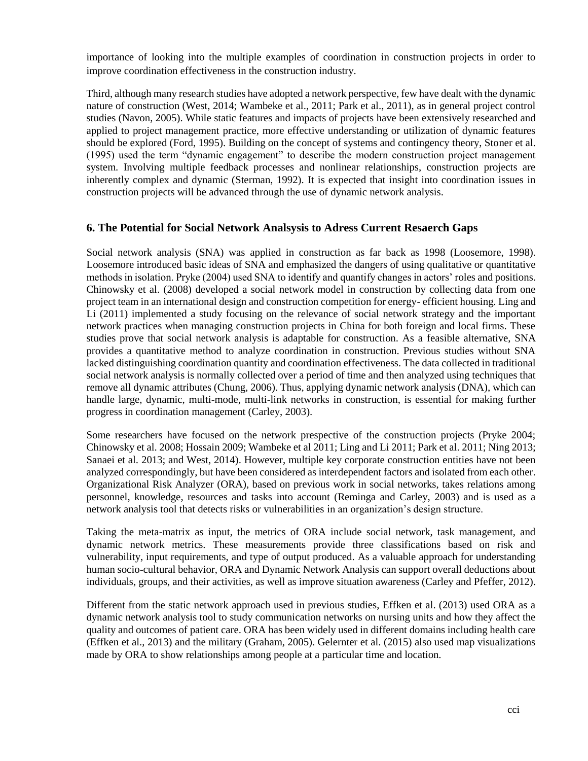importance of looking into the multiple examples of coordination in construction projects in order to improve coordination effectiveness in the construction industry.

Third, although many research studies have adopted a network perspective, few have dealt with the dynamic nature of construction (West, 2014; Wambeke et al., 2011; Park et al., 2011), as in general project control studies (Navon, 2005). While static features and impacts of projects have been extensively researched and applied to project management practice, more effective understanding or utilization of dynamic features should be explored (Ford, 1995). Building on the concept of systems and contingency theory, Stoner et al. (1995) used the term "dynamic engagement" to describe the modern construction project management system. Involving multiple feedback processes and nonlinear relationships, construction projects are inherently complex and dynamic (Sterman, 1992). It is expected that insight into coordination issues in construction projects will be advanced through the use of dynamic network analysis.

## 6. The Potential for Social Network Analsysis to Adress Current Resaerch Gaps

Social network analysis (SNA) was applied in construction as far back as 1998 (Loosemore, 1998). Loosemore introduced basic ideas of SNA and emphasized the dangers of using qualitative or quantitative methods in isolation. Pryke (2004) used SNA to identify and quantify changes in actors' roles and positions. Chinowsky et al. (2008) developed a social network model in construction by collecting data from one project team in an international design and construction competition for energy- efficient housing. Ling and Li (2011) implemented a study focusing on the relevance of social network strategy and the important network practices when managing construction projects in China for both foreign and local firms. These studies prove that social network analysis is adaptable for construction. As a feasible alternative, SNA provides a quantitative method to analyze coordination in construction. Previous studies without SNA lacked distinguishing coordination quantity and coordination effectiveness. The data collected in traditional social network analysis is normally collected over a period of time and then analyzed using techniques that remove all dynamic attributes (Chung, 2006). Thus, applying dynamic network analysis (DNA), which can handle large, dynamic, multi-mode, multi-link networks in construction, is essential for making further progress in coordination management (Carley, 2003).

Some researchers have focused on the network prespective of the construction projects (Pryke 2004; Chinowsky et al. 2008; Hossain 2009; Wambeke et al 2011; Ling and Li 2011; Park et al. 2011; Ning 2013; Sanaei et al. 2013; and West, 2014). However, multiple key corporate construction entities have not been analyzed correspondingly, but have been considered as interdependent factors and isolated from each other. Organizational Risk Analyzer (ORA), based on previous work in social networks, takes relations among personnel, knowledge, resources and tasks into account (Reminga and Carley, 2003) and is used as a network analysis tool that detects risks or vulnerabilities in an organization's design structure.

Taking the meta-matrix as input, the metrics of ORA include social network, task management, and dynamic network metrics. These measurements provide three classifications based on risk and vulnerability, input requirements, and type of output produced. As a valuable approach for understanding human socio-cultural behavior, ORA and Dynamic Network Analysis can support overall deductions about individuals, groups, and their activities, as well as improve situation awareness (Carley and Pfeffer, 2012).

Different from the static network approach used in previous studies, Effken et al. (2013) used ORA as a dynamic network analysis tool to study communication networks on nursing units and how they affect the quality and outcomes of patient care. ORA has been widely used in different domains including health care (Effken et al., 2013) and the military (Graham, 2005). Gelernter et al. (2015) also used map visualizations made by ORA to show relationships among people at a particular time and location.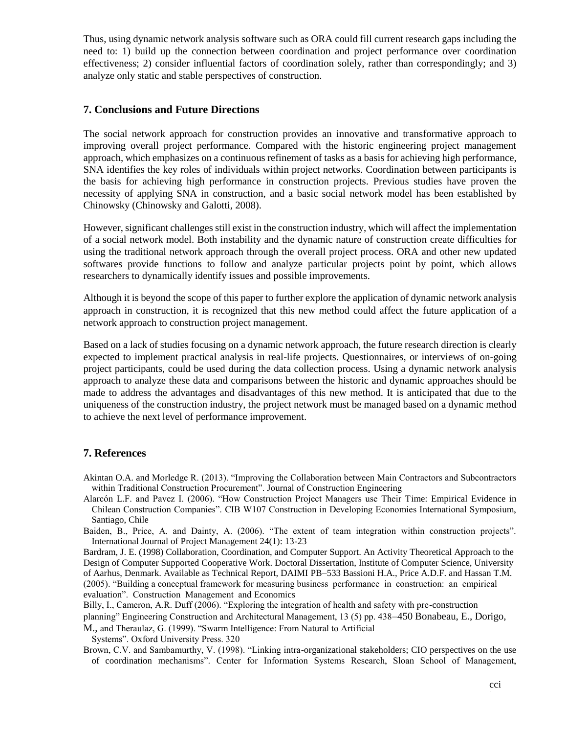Thus, using dynamic network analysis software such as ORA could fill current research gaps including the need to: 1) build up the connection between coordination and project performance over coordination effectiveness; 2) consider influential factors of coordination solely, rather than correspondingly; and 3) analyze only static and stable perspectives of construction.

## 7. Conclusions and Future Directions

The social network approach for construction provides an innovative and transformative approach to improving overall project performance. Compared with the historic engineering project management approach, which emphasizes on a continuous refinement of tasks as a basis for achieving high performance, SNA identifies the key roles of individuals within project networks. Coordination between participants is the basis for achieving high performance in construction projects. Previous studies have proven the necessity of applying SNA in construction, and a basic social network model has been established by Chinowsky (Chinowsky and Galotti, 2008).

However, significant challenges still exist in the construction industry, which will affect the implementation of a social network model. Both instability and the dynamic nature of construction create difficulties for using the traditional network approach through the overall project process. ORA and other new updated softwares provide functions to follow and analyze particular projects point by point, which allows researchers to dynamically identify issues and possible improvements.

Although it is beyond the scope of this paper to further explore the application of dynamic network analysis approach in construction, it is recognized that this new method could affect the future application of a network approach to construction project management.

Based on a lack of studies focusing on a dynamic network approach, the future research direction is clearly expected to implement practical analysis in real-life projects. Questionnaires, or interviews of on-going project participants, could be used during the data collection process. Using a dynamic network analysis approach to analyze these data and comparisons between the historic and dynamic approaches should be made to address the advantages and disadvantages of this new method. It is anticipated that due to the uniqueness of the construction industry, the project network must be managed based on a dynamic method to achieve the next level of performance improvement.

## 7. References

Akintan O.A. and Morledge R. (2013). "Improving the Collaboration between Main Contractors and Subcontractors within Traditional Construction Procurement". Journal of Construction Engineering

Alarcón L.F. and Pavez I. (2006). "How Construction Project Managers use Their Time: Empirical Evidence in Chilean Construction Companies". CIB W107 Construction in Developing Economies International Symposium, Santiago, Chile

Baiden, B., Price, A. and Dainty, A. (2006). "The extent of team integration within construction projects". International Journal of Project Management 24(1): 13-23

Bardram, J. E. (1998) Collaboration, Coordination, and Computer Support. An Activity Theoretical Approach to the Design of Computer Supported Cooperative Work. Doctoral Dissertation, Institute of Computer Science, University of Aarhus, Denmark. Available as Technical Report, DAIMI PB–533 Bassioni H.A., Price A.D.F. and Hassan T.M. (2005). "Building a conceptual framework for measuring business performance in construction: an empirical evaluation". Construction Management and Economics

Billy, I., Cameron, A.R. Duff (2006). "Exploring the integration of health and safety with pre-construction planning" Engineering Construction and Architectural Management, 13 (5) pp. 438–450 Bonabeau, E., Dorigo, M., and Theraulaz, G. (1999). "Swarm Intelligence: From Natural to Artificial Systems". Oxford University Press. 320

Brown, C.V. and Sambamurthy, V. (1998). "Linking intra-organizational stakeholders; CIO perspectives on the use of coordination mechanisms". Center for Information Systems Research, Sloan School of Management,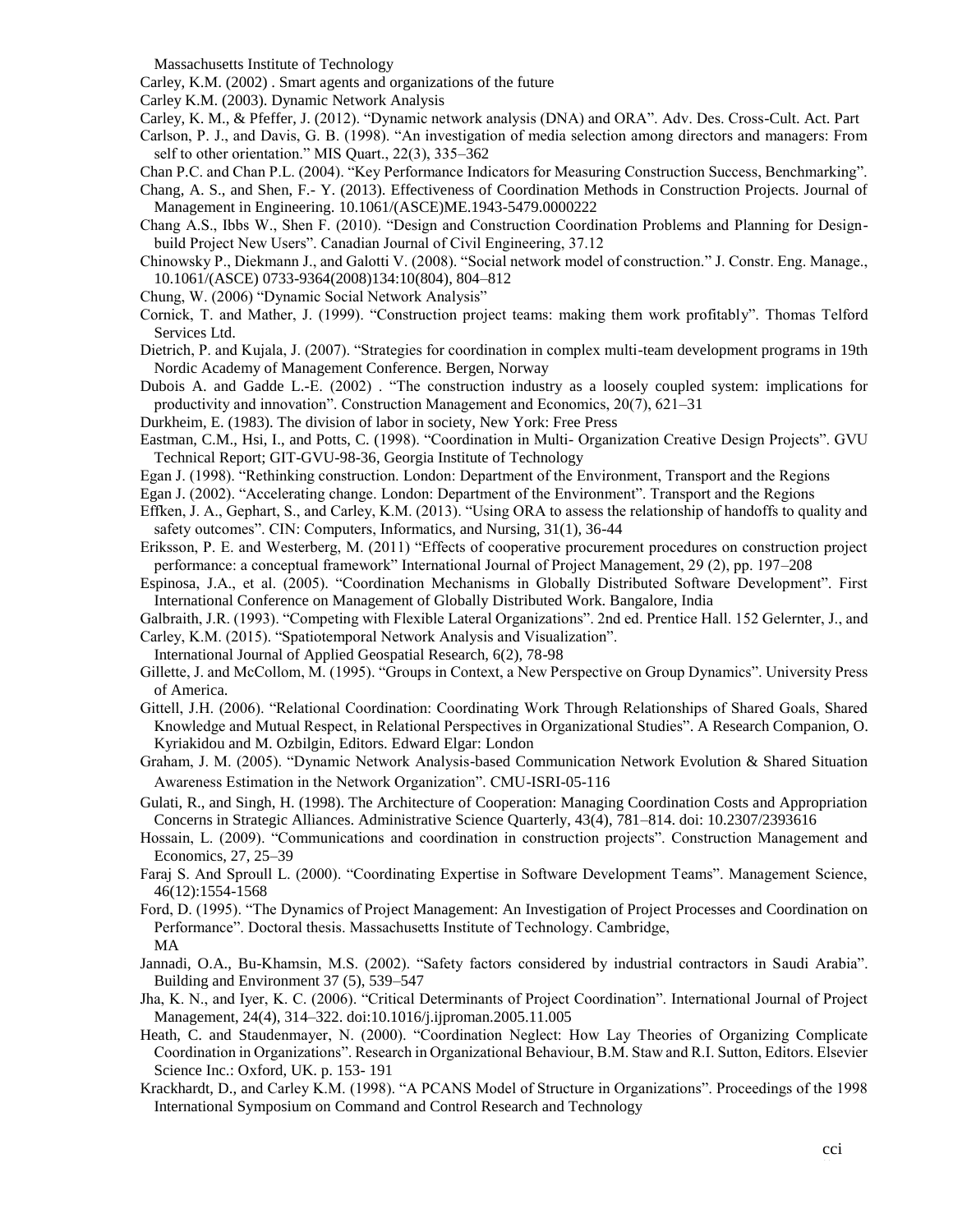Massachusetts Institute of Technology

Carley, K.M. (2002) . Smart agents and organizations of the future

Carley K.M. (2003). Dynamic Network Analysis

Carley, K. M., & Pfeffer, J. (2012). "Dynamic network analysis (DNA) and ORA". Adv. Des. Cross-Cult. Act. Part

Carlson, P. J., and Davis, G. B. (1998). "An investigation of media selection among directors and managers: From self to other orientation." MIS Quart., 22(3), 335–362

Chan P.C. and Chan P.L. (2004). "Key Performance Indicators for Measuring Construction Success, Benchmarking".

Chang, A. S., and Shen, F.- Y. (2013). Effectiveness of Coordination Methods in Construction Projects. Journal of Management in Engineering. 10.1061/(ASCE)ME.1943-5479.0000222

Chang A.S., Ibbs W., Shen F. (2010). "Design and Construction Coordination Problems and Planning for Design-build Project New Users". Canadian Journal of Civil Engineering, 37.12

Chinowsky P., Diekmann J., and Galotti V. (2008). "Social network model of construction." J. Constr. Eng. Manage., 10.1061/(ASCE) 0733-9364(2008)134:10(804), 804–812

Chung, W. (2006) "Dynamic Social Network Analysis"

Cornick, T. and Mather, J. (1999). "Construction project teams: making them work profitably". Thomas Telford Services Ltd.

Dietrich, P. and Kujala, J. (2007). "Strategies for coordination in complex multi-team development programs in 19th Nordic Academy of Management Conference. Bergen, Norway

Dubois A. and Gadde L.-E. (2002) . "The construction industry as a loosely coupled system: implications for productivity and innovation". Construction Management and Economics, 20(7), 621–31

Durkheim, E. (1983). The division of labor in society, New York: Free Press

Eastman, C.M., Hsi, I., and Potts, C. (1998). "Coordination in Multi- Organization Creative Design Projects". GVU Technical Report; GIT-GVU-98-36, Georgia Institute of Technology

Egan J. (1998). "Rethinking construction. London: Department of the Environment, Transport and the Regions

Egan J. (2002). "Accelerating change. London: Department of the Environment". Transport and the Regions

Effken, J. A., Gephart, S., and Carley, K.M. (2013). "Using ORA to assess the relationship of handoffs to quality and safety outcomes". CIN: Computers, Informatics, and Nursing, 31(1), 36-44

Eriksson, P. E. and Westerberg, M. (2011) "Effects of cooperative procurement procedures on construction project performance: a conceptual framework" International Journal of Project Management, 29 (2), pp. 197–208

Espinosa, J.A., et al. (2005). "Coordination Mechanisms in Globally Distributed Software Development". First International Conference on Management of Globally Distributed Work. Bangalore, India

Galbraith, J.R. (1993). "Competing with Flexible Lateral Organizations". 2nd ed. Prentice Hall. 152 Gelernter, J., and Carley, K.M. (2015). "Spatiotemporal Network Analysis and Visualization". International Journal of Applied Geospatial Research, 6(2), 78-98

Gillette, J. and McCollom, M. (1995). "Groups in Context, a New Perspective on Group Dynamics". University Press of America.

Gittell, J.H. (2006). "Relational Coordination: Coordinating Work Through Relationships of Shared Goals, Shared Knowledge and Mutual Respect, in Relational Perspectives in Organizational Studies". A Research Companion, O. Kyriakidou and M. Ozbilgin, Editors. Edward Elgar: London

Graham, J. M. (2005). "Dynamic Network Analysis-based Communication Network Evolution & Shared Situation Awareness Estimation in the Network Organization". CMU-ISRI-05-116

Gulati, R., and Singh, H. (1998). The Architecture of Cooperation: Managing Coordination Costs and Appropriation Concerns in Strategic Alliances. Administrative Science Quarterly, 43(4), 781–814. doi: 10.2307/2393616

Hossain, L. (2009). "Communications and coordination in construction projects". Construction Management and Economics, 27, 25–39

Faraj S. And Sproull L. (2000). "Coordinating Expertise in Software Development Teams". Management Science, 46(12):1554-1568

Ford, D. (1995). "The Dynamics of Project Management: An Investigation of Project Processes and Coordination on Performance". Doctoral thesis. Massachusetts Institute of Technology. Cambridge, MA

Jannadi, O.A., Bu-Khamsin, M.S. (2002). "Safety factors considered by industrial contractors in Saudi Arabia". Building and Environment 37 (5), 539–547

Jha, K. N., and Iyer, K. C. (2006). "Critical Determinants of Project Coordination". International Journal of Project Management, 24(4), 314–322. doi:10.1016/j.ijproman.2005.11.005

Heath, C. and Staudenmayer, N. (2000). "Coordination Neglect: How Lay Theories of Organizing Complicate Coordination in Organizations". Research in Organizational Behaviour, B.M. Staw and R.I. Sutton, Editors. Elsevier Science Inc.: Oxford, UK. p. 153- 191

Krackhardt, D., and Carley K.M. (1998). "A PCANS Model of Structure in Organizations". Proceedings of the 1998 International Symposium on Command and Control Research and Technology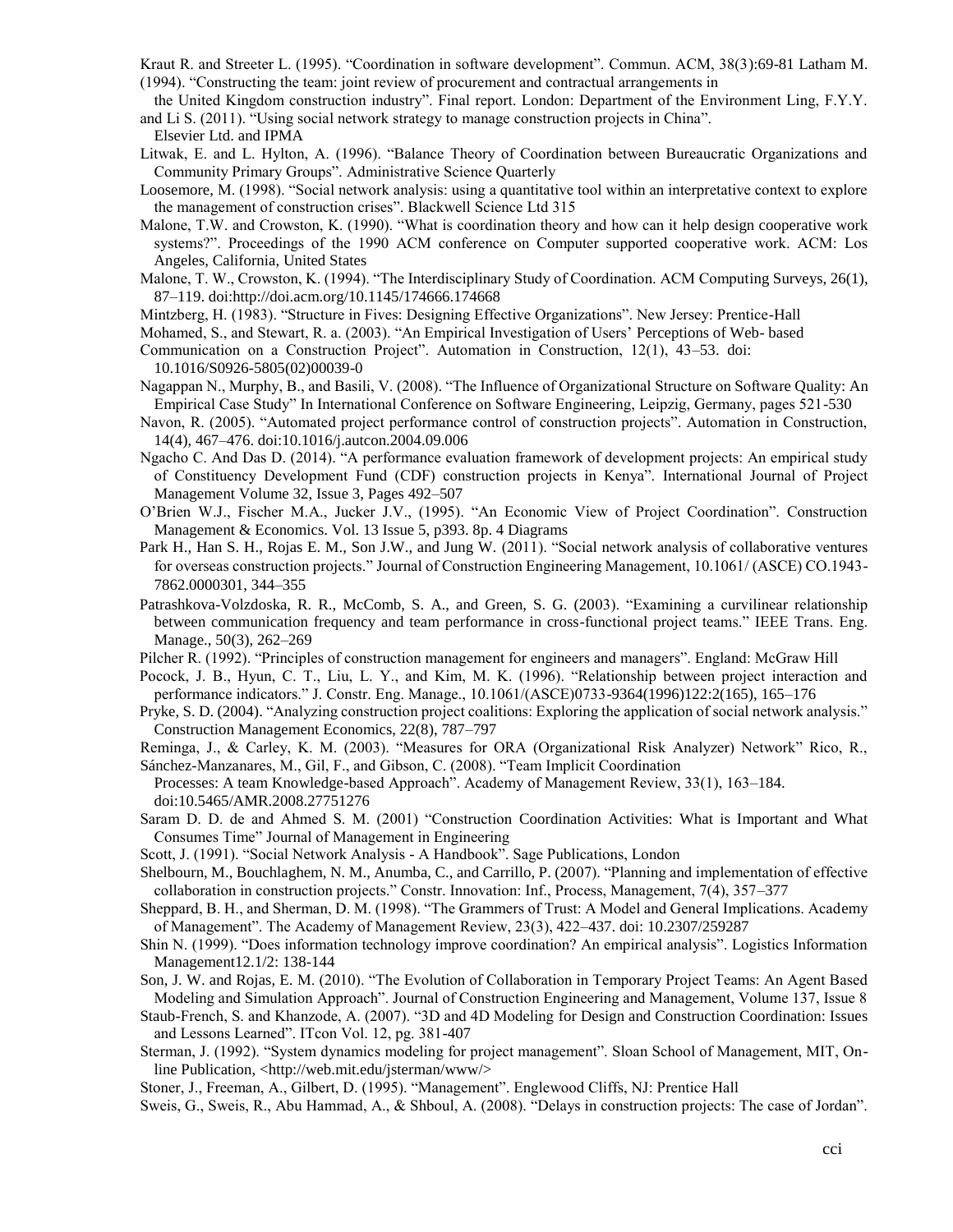Kraut R. and Streeter L. (1995). "Coordination in software development". Commun. ACM, 38(3):69-81 Latham M. (1994). "Constructing the team: joint review of procurement and contractual arrangements in the United Kingdom construction industry". Final report. London: Department of the Environment Ling, F.Y.Y. and Li S. (2011). "Using social network strategy to manage construction projects in China". Elsevier Ltd. and IPMA

Litwak, E. and L. Hylton, A. (1996). "Balance Theory of Coordination between Bureaucratic Organizations and Community Primary Groups". Administrative Science Quarterly

Loosemore, M. (1998). "Social network analysis: using a quantitative tool within an interpretative context to explore the management of construction crises". Blackwell Science Ltd 315

Malone, T.W. and Crowston, K. (1990). "What is coordination theory and how can it help design cooperative work systems?". Proceedings of the 1990 ACM conference on Computer supported cooperative work. ACM: Los Angeles, California, United States

Malone, T. W., Crowston, K. (1994). "The Interdisciplinary Study of Coordination. ACM Computing Surveys, 26(1), 87–119. doi:http://doi.acm.org/10.1145/174666.174668

Mintzberg, H. (1983). "Structure in Fives: Designing Effective Organizations". New Jersey: Prentice-Hall

Mohamed, S., and Stewart, R. a. (2003). "An Empirical Investigation of Users' Perceptions of Web- based Communication on a Construction Project". Automation in Construction, 12(1), 43–53. doi: 10.1016/S0926-5805(02)00039-0

Nagappan N., Murphy, B., and Basili, V. (2008). "The Influence of Organizational Structure on Software Quality: An Empirical Case Study" In International Conference on Software Engineering, Leipzig, Germany, pages 521-530

Navon, R. (2005). "Automated project performance control of construction projects". Automation in Construction, 14(4), 467–476. doi:10.1016/j.autcon.2004.09.006

Ngacho C. And Das D. (2014). "A performance evaluation framework of development projects: An empirical study of Constituency Development Fund (CDF) construction projects in Kenya". International Journal of Project Management Volume 32, Issue 3, Pages 492–507

O'Brien W.J., Fischer M.A., Jucker J.V., (1995). "An Economic View of Project Coordination". Construction Management & Economics. Vol. 13 Issue 5, p393. 8p. 4 Diagrams

Park H., Han S. H., Rojas E. M., Son J.W., and Jung W. (2011). "Social network analysis of collaborative ventures for overseas construction projects." Journal of Construction Engineering Management, 10.1061/ (ASCE) CO.1943-7862.0000301, 344–355

Patrashkova-Volzdoska, R. R., McComb, S. A., and Green, S. G. (2003). "Examining a curvilinear relationship between communication frequency and team performance in cross-functional project teams." IEEE Trans. Eng. Manage., 50(3), 262–269

Pilcher R. (1992). "Principles of construction management for engineers and managers". England: McGraw Hill

Pocock, J. B., Hyun, C. T., Liu, L. Y., and Kim, M. K. (1996). "Relationship between project interaction and performance indicators." J. Constr. Eng. Manage., 10.1061/(ASCE)0733-9364(1996)122:2(165), 165–176

Pryke, S. D. (2004). "Analyzing construction project coalitions: Exploring the application of social network analysis." Construction Management Economics, 22(8), 787–797

Reminga, J., & Carley, K. M. (2003). "Measures for ORA (Organizational Risk Analyzer) Network" Rico, R., Sánchez-Manzanares, M., Gil, F., and Gibson, C. (2008). "Team Implicit Coordination Processes: A team Knowledge-based Approach". Academy of Management Review, 33(1), 163–184. doi:10.5465/AMR.2008.27751276

Saram D. D. de and Ahmed S. M. (2001) "Construction Coordination Activities: What is Important and What Consumes Time" Journal of Management in Engineering

Scott, J. (1991). "Social Network Analysis - A Handbook". Sage Publications, London

Shelbourn, M., Bouchlaghem, N. M., Anumba, C., and Carrillo, P. (2007). "Planning and implementation of effective collaboration in construction projects." Constr. Innovation: Inf., Process, Management, 7(4), 357–377

Sheppard, B. H., and Sherman, D. M. (1998). "The Grammers of Trust: A Model and General Implications. Academy of Management". The Academy of Management Review, 23(3), 422–437. doi: 10.2307/259287

Shin N. (1999). "Does information technology improve coordination? An empirical analysis". Logistics Information Management12.1/2: 138-144

Son, J. W. and Rojas, E. M. (2010). "The Evolution of Collaboration in Temporary Project Teams: An Agent Based Modeling and Simulation Approach". Journal of Construction Engineering and Management, Volume 137, Issue 8

Staub-French, S. and Khanzode, A. (2007). "3D and 4D Modeling for Design and Construction Coordination: Issues and Lessons Learned". ITcon Vol. 12, pg. 381-407

Sterman, J. (1992). "System dynamics modeling for project management". Sloan School of Management, MIT, On-line Publication, <http://web.mit.edu/jsterman/www/>

Stoner, J., Freeman, A., Gilbert, D. (1995). "Management". Englewood Cliffs, NJ: Prentice Hall

Sweis, G., Sweis, R., Abu Hammad, A., & Shboul, A. (2008). "Delays in construction projects: The case of Jordan".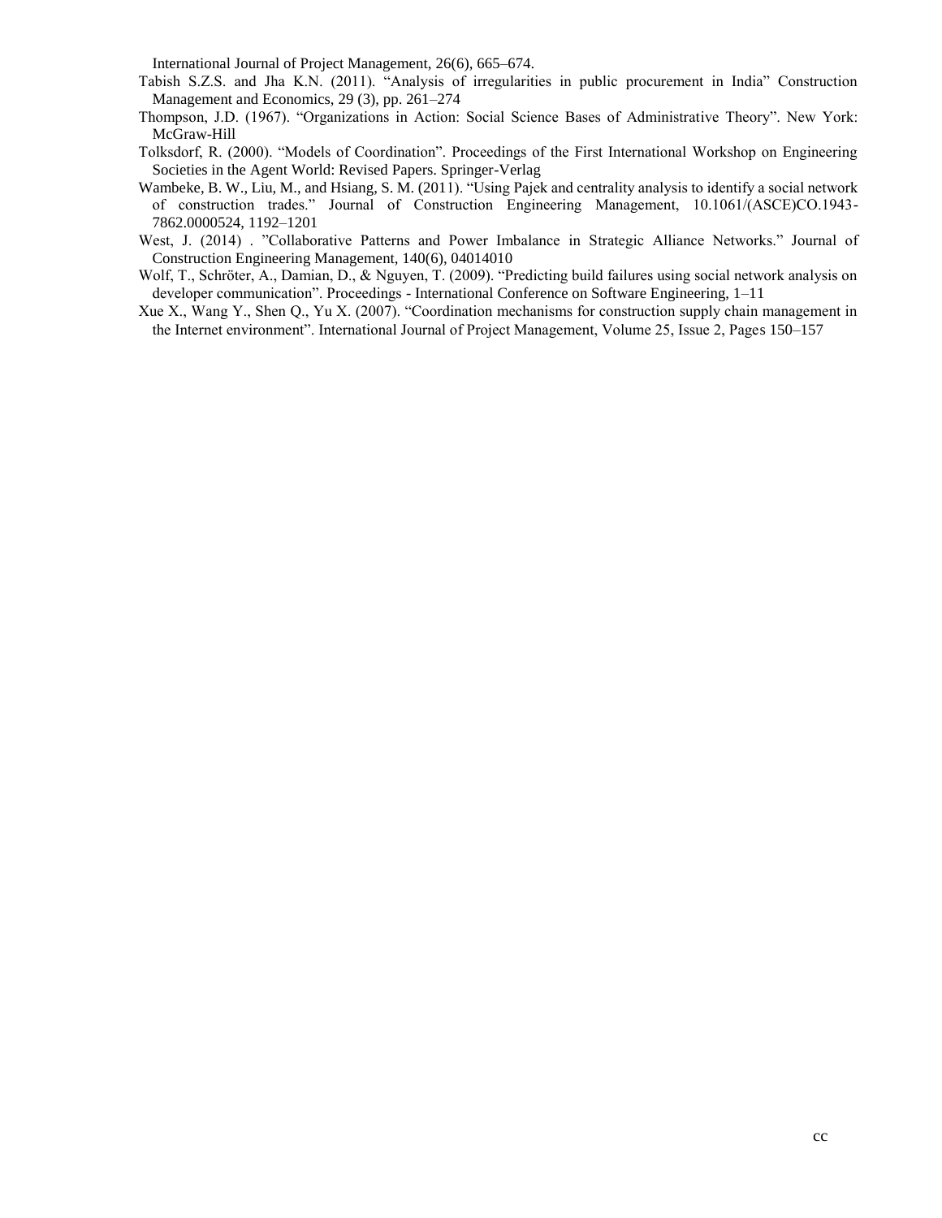International Journal of Project Management, 26(6), 665–674.

Tabish S.Z.S. and Jha K.N. (2011). "Analysis of irregularities in public procurement in India" Construction Management and Economics, 29 (3), pp. 261–274

Thompson, J.D. (1967). "Organizations in Action: Social Science Bases of Administrative Theory". New York: McGraw-Hill

Tolksdorf, R. (2000). "Models of Coordination". Proceedings of the First International Workshop on Engineering Societies in the Agent World: Revised Papers. Springer-Verlag

Wambeke, B. W., Liu, M., and Hsiang, S. M. (2011). "Using Pajek and centrality analysis to identify a social network of construction trades." Journal of Construction Engineering Management, 10.1061/(ASCE)CO.1943-7862.0000524, 1192–1201

West, J. (2014) . "Collaborative Patterns and Power Imbalance in Strategic Alliance Networks." Journal of Construction Engineering Management, 140(6), 04014010

Wolf, T., Schröter, A., Damian, D., & Nguyen, T. (2009). "Predicting build failures using social network analysis on developer communication". Proceedings - International Conference on Software Engineering, 1–11

Xue X., Wang Y., Shen Q., Yu X. (2007). "Coordination mechanisms for construction supply chain management in the Internet environment". International Journal of Project Management, Volume 25, Issue 2, Pages 150–157